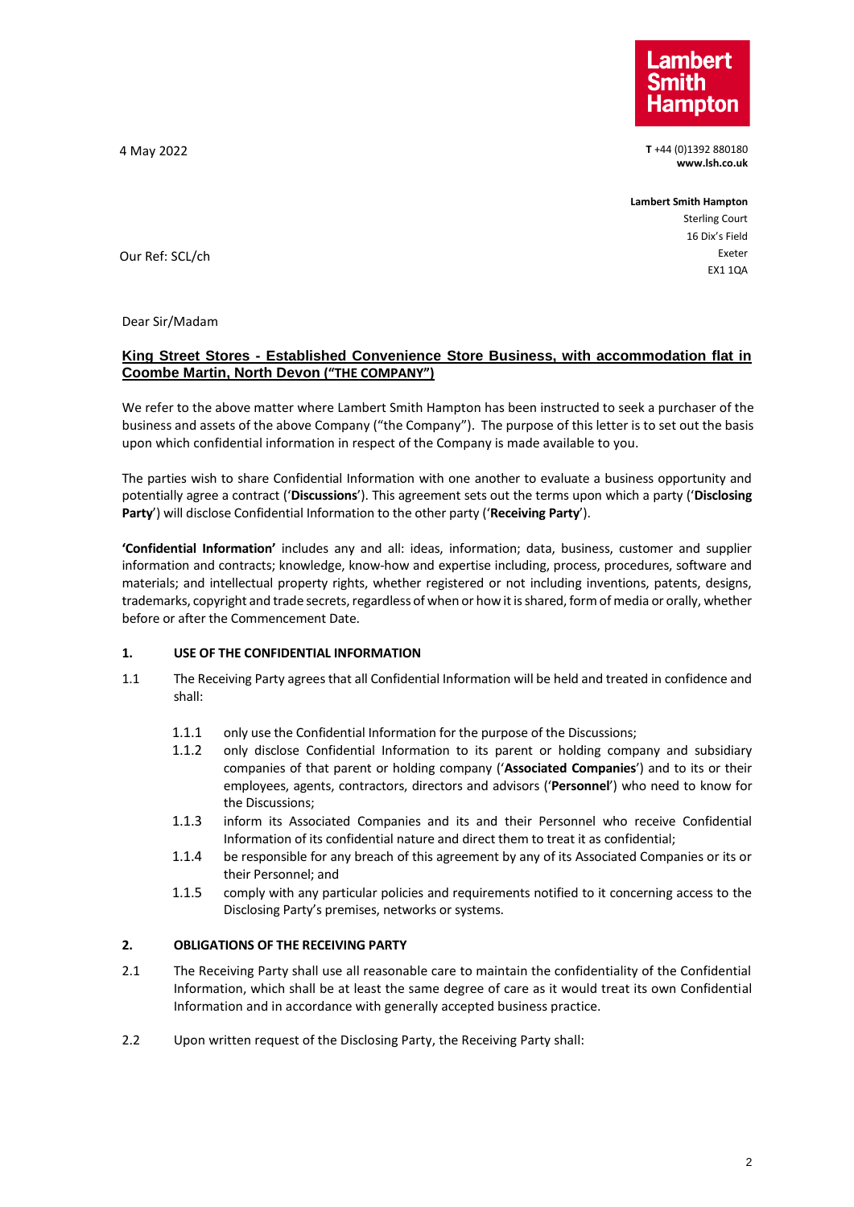4 May 2022

**Lambert Smith Hampton**

**T** +44 (0)1392 880180
**www.lsh.co.uk**

**Lambert Smith Hampton**
Sterling Court
16 Dix's Field
Exeter
EX1 1QA

Our Ref: SCL/ch

Dear Sir/Madam

**King Street Stores - Established Convenience Store Business, with accommodation flat in Coombe Martin, North Devon ("THE COMPANY")**

We refer to the above matter where Lambert Smith Hampton has been instructed to seek a purchaser of the business and assets of the above Company ("the Company"). The purpose of this letter is to set out the basis upon which confidential information in respect of the Company is made available to you.

The parties wish to share Confidential Information with one another to evaluate a business opportunity and potentially agree a contract ('**Discussions**'). This agreement sets out the terms upon which a party ('**Disclosing Party**') will disclose Confidential Information to the other party ('**Receiving Party**').

**'Confidential Information'** includes any and all: ideas, information; data, business, customer and supplier information and contracts; knowledge, know-how and expertise including, process, procedures, software and materials; and intellectual property rights, whether registered or not including inventions, patents, designs, trademarks, copyright and trade secrets, regardless of when or how it is shared, form of media or orally, whether before or after the Commencement Date.

## 1. USE OF THE CONFIDENTIAL INFORMATION

1.1 The Receiving Party agrees that all Confidential Information will be held and treated in confidence and shall:

- 1.1.1 only use the Confidential Information for the purpose of the Discussions;
- 1.1.2 only disclose Confidential Information to its parent or holding company and subsidiary companies of that parent or holding company ('**Associated Companies**') and to its or their employees, agents, contractors, directors and advisors ('**Personnel**') who need to know for the Discussions;
- 1.1.3 inform its Associated Companies and its and their Personnel who receive Confidential Information of its confidential nature and direct them to treat it as confidential;
- 1.1.4 be responsible for any breach of this agreement by any of its Associated Companies or its or their Personnel; and
- 1.1.5 comply with any particular policies and requirements notified to it concerning access to the Disclosing Party's premises, networks or systems.

## 2. OBLIGATIONS OF THE RECEIVING PARTY

2.1 The Receiving Party shall use all reasonable care to maintain the confidentiality of the Confidential Information, which shall be at least the same degree of care as it would treat its own Confidential Information and in accordance with generally accepted business practice.

2.2 Upon written request of the Disclosing Party, the Receiving Party shall: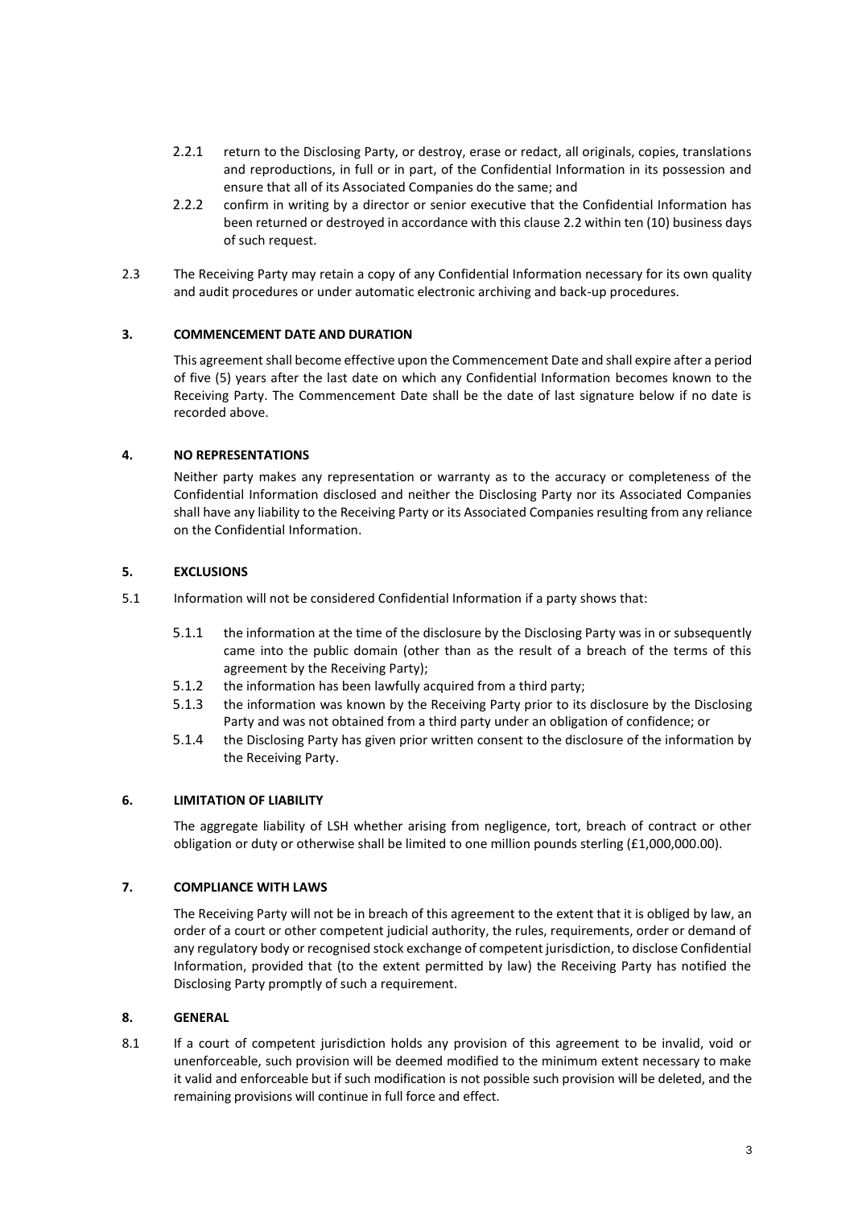2.2.1 return to the Disclosing Party, or destroy, erase or redact, all originals, copies, translations and reproductions, in full or in part, of the Confidential Information in its possession and ensure that all of its Associated Companies do the same; and

2.2.2 confirm in writing by a director or senior executive that the Confidential Information has been returned or destroyed in accordance with this clause 2.2 within ten (10) business days of such request.

2.3 The Receiving Party may retain a copy of any Confidential Information necessary for its own quality and audit procedures or under automatic electronic archiving and back-up procedures.

**3. COMMENCEMENT DATE AND DURATION**

This agreement shall become effective upon the Commencement Date and shall expire after a period of five (5) years after the last date on which any Confidential Information becomes known to the Receiving Party. The Commencement Date shall be the date of last signature below if no date is recorded above.

**4. NO REPRESENTATIONS**

Neither party makes any representation or warranty as to the accuracy or completeness of the Confidential Information disclosed and neither the Disclosing Party nor its Associated Companies shall have any liability to the Receiving Party or its Associated Companies resulting from any reliance on the Confidential Information.

**5. EXCLUSIONS**

5.1 Information will not be considered Confidential Information if a party shows that:

5.1.1 the information at the time of the disclosure by the Disclosing Party was in or subsequently came into the public domain (other than as the result of a breach of the terms of this agreement by the Receiving Party);

5.1.2 the information has been lawfully acquired from a third party;

5.1.3 the information was known by the Receiving Party prior to its disclosure by the Disclosing Party and was not obtained from a third party under an obligation of confidence; or

5.1.4 the Disclosing Party has given prior written consent to the disclosure of the information by the Receiving Party.

**6. LIMITATION OF LIABILITY**

The aggregate liability of LSH whether arising from negligence, tort, breach of contract or other obligation or duty or otherwise shall be limited to one million pounds sterling (£1,000,000.00).

**7. COMPLIANCE WITH LAWS**

The Receiving Party will not be in breach of this agreement to the extent that it is obliged by law, an order of a court or other competent judicial authority, the rules, requirements, order or demand of any regulatory body or recognised stock exchange of competent jurisdiction, to disclose Confidential Information, provided that (to the extent permitted by law) the Receiving Party has notified the Disclosing Party promptly of such a requirement.

**8. GENERAL**

8.1 If a court of competent jurisdiction holds any provision of this agreement to be invalid, void or unenforceable, such provision will be deemed modified to the minimum extent necessary to make it valid and enforceable but if such modification is not possible such provision will be deleted, and the remaining provisions will continue in full force and effect.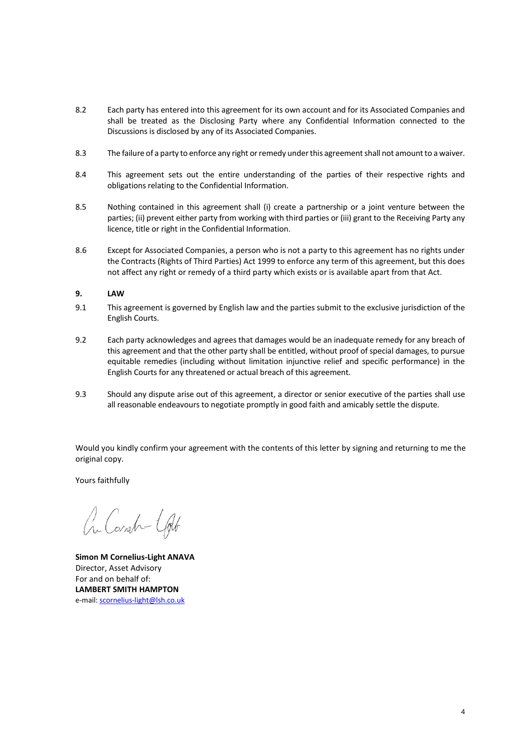8.2 Each party has entered into this agreement for its own account and for its Associated Companies and shall be treated as the Disclosing Party where any Confidential Information connected to the Discussions is disclosed by any of its Associated Companies.

8.3 The failure of a party to enforce any right or remedy under this agreement shall not amount to a waiver.

8.4 This agreement sets out the entire understanding of the parties of their respective rights and obligations relating to the Confidential Information.

8.5 Nothing contained in this agreement shall (i) create a partnership or a joint venture between the parties; (ii) prevent either party from working with third parties or (iii) grant to the Receiving Party any licence, title or right in the Confidential Information.

8.6 Except for Associated Companies, a person who is not a party to this agreement has no rights under the Contracts (Rights of Third Parties) Act 1999 to enforce any term of this agreement, but this does not affect any right or remedy of a third party which exists or is available apart from that Act.

**9. LAW**

9.1 This agreement is governed by English law and the parties submit to the exclusive jurisdiction of the English Courts.

9.2 Each party acknowledges and agrees that damages would be an inadequate remedy for any breach of this agreement and that the other party shall be entitled, without proof of special damages, to pursue equitable remedies (including without limitation injunctive relief and specific performance) in the English Courts for any threatened or actual breach of this agreement.

9.3 Should any dispute arise out of this agreement, a director or senior executive of the parties shall use all reasonable endeavours to negotiate promptly in good faith and amicably settle the dispute.

Would you kindly confirm your agreement with the contents of this letter by signing and returning to me the original copy.

Yours faithfully

**Simon M Cornelius-Light ANAVA**
Director, Asset Advisory
For and on behalf of:
**LAMBERT SMITH HAMPTON**
e-mail: scornelius-light@lsh.co.uk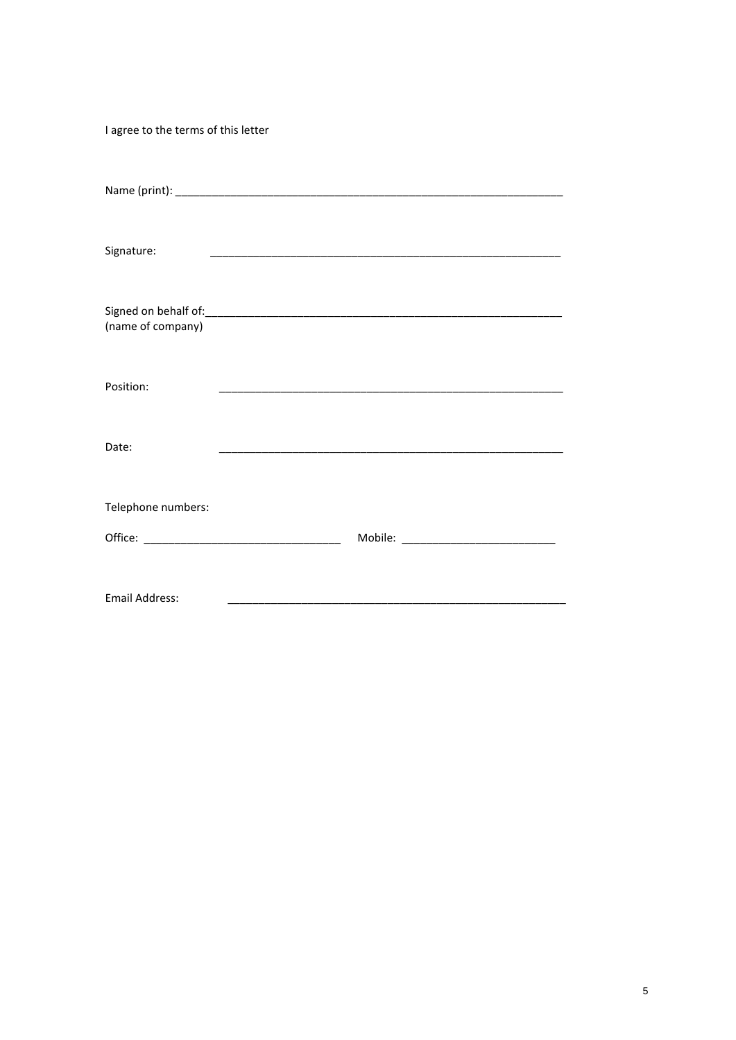I agree to the terms of this letter

Name (print): ____________________________________________________________

Signature: ____________________________________________________________

Signed on behalf of: ____________________________________________________________
(name of company)

Position: ____________________________________________________________

Date: ____________________________________________________________

Telephone numbers:

Office: ______________________________ Mobile: ________________________

Email Address: ____________________________________________________________